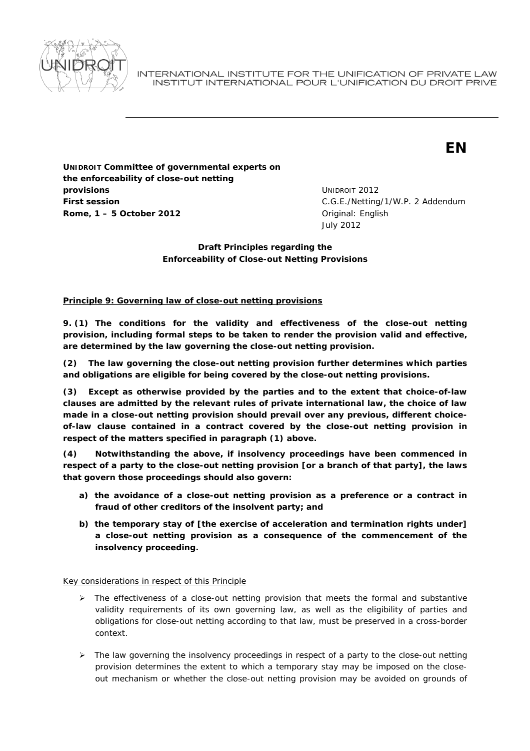INTERNATIONAL INSTITUTE FOR THE UNIFICATION OF PRIVATE LAW
INSTITUT INTERNATIONAL POUR L'UNIFICATION DU DROIT PRIVE

**EN**

**UNIDROIT Committee of governmental experts on the enforceability of close-out netting provisions**
**First session**
**Rome, 1 – 5 October 2012**

UNIDROIT 2012
C.G.E./Netting/1/W.P. 2 Addendum
Original: English
July 2012

**Draft Principles regarding the Enforceability of Close-out Netting Provisions**

**Principle 9: Governing law of close-out netting provisions**

**9. (1) The conditions for the validity and effectiveness of the close-out netting provision, including formal steps to be taken to render the provision valid and effective, are determined by the law governing the close-out netting provision.**

**(2) The law governing the close-out netting provision further determines which parties and obligations are eligible for being covered by the close-out netting provisions.**

**(3) Except as otherwise provided by the parties and to the extent that choice-of-law clauses are admitted by the relevant rules of private international law, the choice of law made in a close-out netting provision should prevail over any previous, different choice-of-law clause contained in a contract covered by the close-out netting provision in respect of the matters specified in paragraph (1) above.**

**(4) Notwithstanding the above, if insolvency proceedings have been commenced in respect of a party to the close-out netting provision [or a branch of that party], the laws that govern those proceedings should also govern:**

- **a) the avoidance of a close-out netting provision as a preference or a contract in fraud of other creditors of the insolvent party; and**
- **b) the temporary stay of [the exercise of acceleration and termination rights under] a close-out netting provision as a consequence of the commencement of the insolvency proceeding.**

Key considerations in respect of this Principle

- The effectiveness of a close-out netting provision that meets the formal and substantive validity requirements of its own governing law, as well as the eligibility of parties and obligations for close-out netting according to that law, must be preserved in a cross-border context.
- The law governing the insolvency proceedings in respect of a party to the close-out netting provision determines the extent to which a temporary stay may be imposed on the close-out mechanism or whether the close-out netting provision may be avoided on grounds of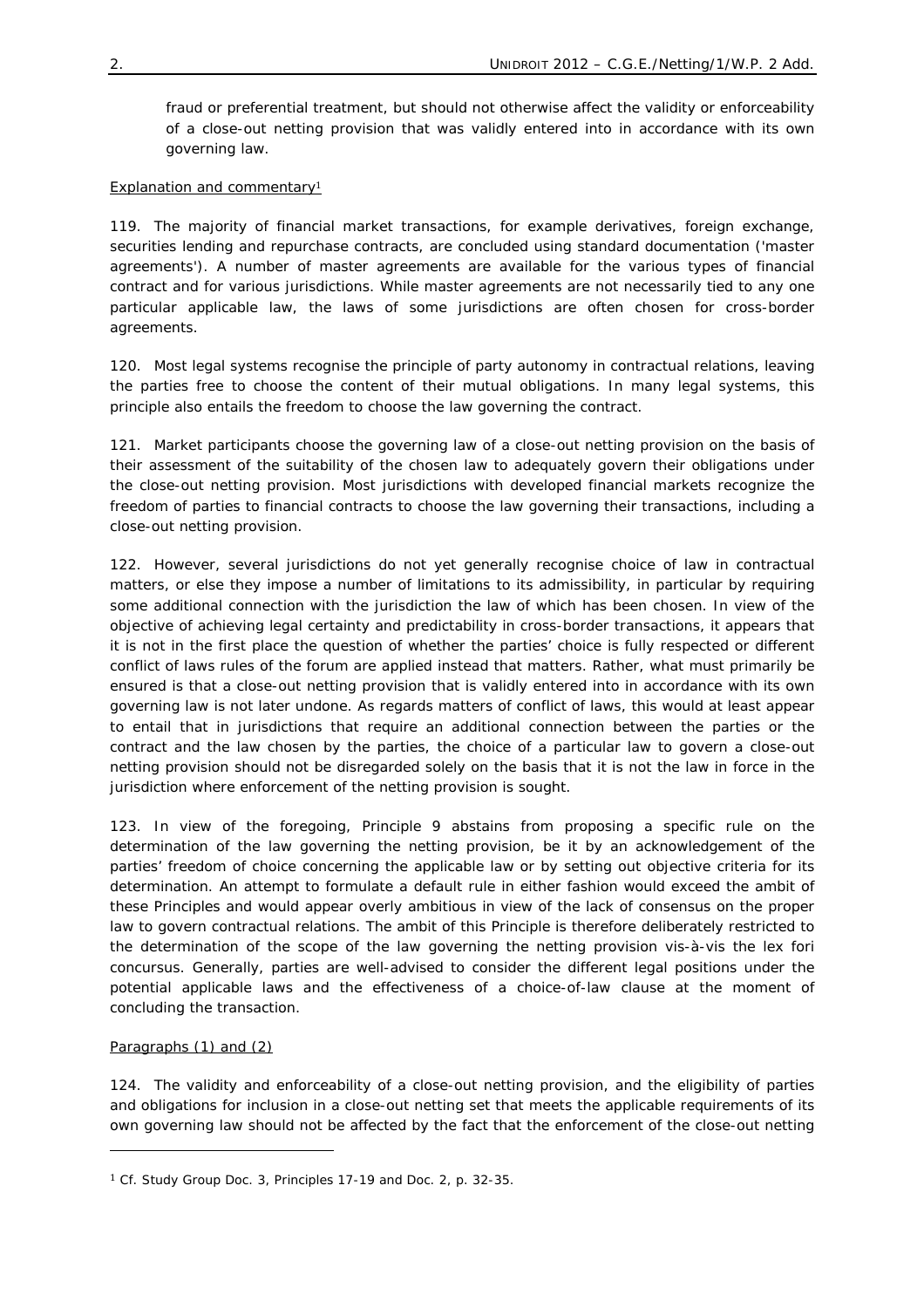fraud or preferential treatment, but should not otherwise affect the validity or enforceability of a close-out netting provision that was validly entered into in accordance with its own governing law.

Explanation and commentary[1]

119. The majority of financial market transactions, for example derivatives, foreign exchange, securities lending and repurchase contracts, are concluded using standard documentation ('master agreements'). A number of master agreements are available for the various types of financial contract and for various jurisdictions. While master agreements are not necessarily tied to any one particular applicable law, the laws of some jurisdictions are often chosen for cross-border agreements.

120. Most legal systems recognise the principle of party autonomy in contractual relations, leaving the parties free to choose the content of their mutual obligations. In many legal systems, this principle also entails the freedom to choose the law governing the contract.

121. Market participants choose the governing law of a close-out netting provision on the basis of their assessment of the suitability of the chosen law to adequately govern their obligations under the close-out netting provision. Most jurisdictions with developed financial markets recognize the freedom of parties to financial contracts to choose the law governing their transactions, including a close-out netting provision.

122. However, several jurisdictions do not yet generally recognise choice of law in contractual matters, or else they impose a number of limitations to its admissibility, in particular by requiring some additional connection with the jurisdiction the law of which has been chosen. In view of the objective of achieving legal certainty and predictability in cross-border transactions, it appears that it is not in the first place the question of whether the parties' choice is fully respected or different conflict of laws rules of the forum are applied instead that matters. Rather, what must primarily be ensured is that a close-out netting provision that is validly entered into in accordance with its own governing law is not later undone. As regards matters of conflict of laws, this would at least appear to entail that in jurisdictions that require an additional connection between the parties or the contract and the law chosen by the parties, the choice of a particular law to govern a close-out netting provision should not be disregarded solely on the basis that it is not the law in force in the jurisdiction where enforcement of the netting provision is sought.

123. In view of the foregoing, Principle 9 abstains from proposing a specific rule on the determination of the law governing the netting provision, be it by an acknowledgement of the parties' freedom of choice concerning the applicable law or by setting out objective criteria for its determination. An attempt to formulate a default rule in either fashion would exceed the ambit of these Principles and would appear overly ambitious in view of the lack of consensus on the proper law to govern contractual relations. The ambit of this Principle is therefore deliberately restricted to the determination of the scope of the law governing the netting provision vis-à-vis the lex fori concursus. Generally, parties are well-advised to consider the different legal positions under the potential applicable laws and the effectiveness of a choice-of-law clause at the moment of concluding the transaction.

Paragraphs (1) and (2)

124. The validity and enforceability of a close-out netting provision, and the eligibility of parties and obligations for inclusion in a close-out netting set that meets the applicable requirements of its own governing law should not be affected by the fact that the enforcement of the close-out netting

[1] Cf. Study Group Doc. 3, Principles 17-19 and Doc. 2, p. 32-35.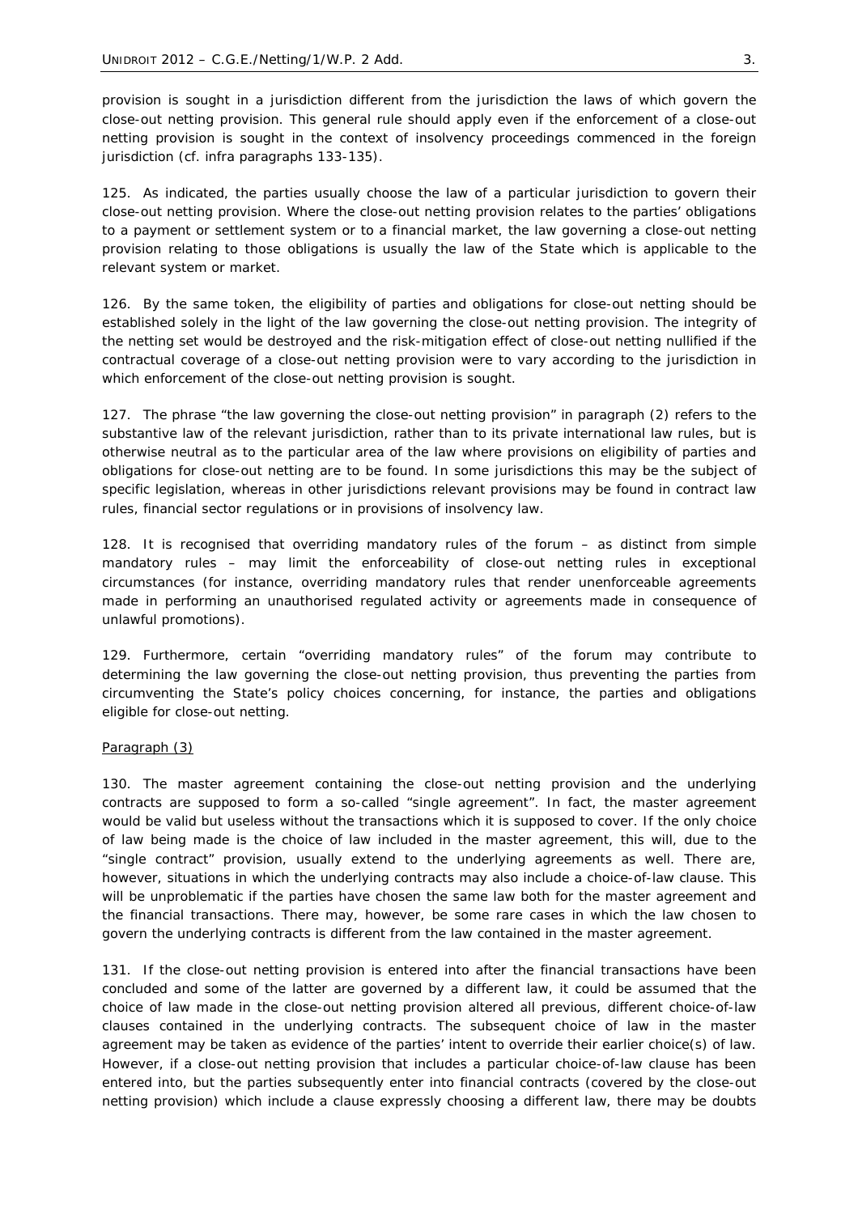provision is sought in a jurisdiction different from the jurisdiction the laws of which govern the close-out netting provision. This general rule should apply even if the enforcement of a close-out netting provision is sought in the context of insolvency proceedings commenced in the foreign jurisdiction (cf. infra paragraphs 133-135).

125. As indicated, the parties usually choose the law of a particular jurisdiction to govern their close-out netting provision. Where the close-out netting provision relates to the parties' obligations to a payment or settlement system or to a financial market, the law governing a close-out netting provision relating to those obligations is usually the law of the State which is applicable to the relevant system or market.

126. By the same token, the eligibility of parties and obligations for close-out netting should be established solely in the light of the law governing the close-out netting provision. The integrity of the netting set would be destroyed and the risk-mitigation effect of close-out netting nullified if the contractual coverage of a close-out netting provision were to vary according to the jurisdiction in which enforcement of the close-out netting provision is sought.

127. The phrase "the law governing the close-out netting provision" in paragraph (2) refers to the substantive law of the relevant jurisdiction, rather than to its private international law rules, but is otherwise neutral as to the particular area of the law where provisions on eligibility of parties and obligations for close-out netting are to be found. In some jurisdictions this may be the subject of specific legislation, whereas in other jurisdictions relevant provisions may be found in contract law rules, financial sector regulations or in provisions of insolvency law.

128. It is recognised that overriding mandatory rules of the forum – as distinct from simple mandatory rules – may limit the enforceability of close-out netting rules in exceptional circumstances (for instance, overriding mandatory rules that render unenforceable agreements made in performing an unauthorised regulated activity or agreements made in consequence of unlawful promotions).

129. Furthermore, certain "overriding mandatory rules" of the forum may contribute to determining the law governing the close-out netting provision, thus preventing the parties from circumventing the State's policy choices concerning, for instance, the parties and obligations eligible for close-out netting.

Paragraph (3)

130. The master agreement containing the close-out netting provision and the underlying contracts are supposed to form a so-called "single agreement". In fact, the master agreement would be valid but useless without the transactions which it is supposed to cover. If the only choice of law being made is the choice of law included in the master agreement, this will, due to the "single contract" provision, usually extend to the underlying agreements as well. There are, however, situations in which the underlying contracts may also include a choice-of-law clause. This will be unproblematic if the parties have chosen the same law both for the master agreement and the financial transactions. There may, however, be some rare cases in which the law chosen to govern the underlying contracts is different from the law contained in the master agreement.

131. If the close-out netting provision is entered into after the financial transactions have been concluded and some of the latter are governed by a different law, it could be assumed that the choice of law made in the close-out netting provision altered all previous, different choice-of-law clauses contained in the underlying contracts. The subsequent choice of law in the master agreement may be taken as evidence of the parties' intent to override their earlier choice(s) of law. However, if a close-out netting provision that includes a particular choice-of-law clause has been entered into, but the parties subsequently enter into financial contracts (covered by the close-out netting provision) which include a clause expressly choosing a different law, there may be doubts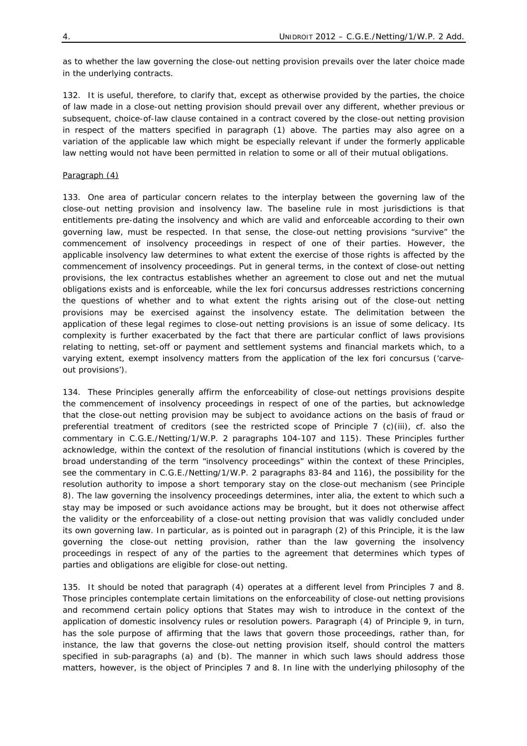as to whether the law governing the close-out netting provision prevails over the later choice made in the underlying contracts.

132. It is useful, therefore, to clarify that, except as otherwise provided by the parties, the choice of law made in a close-out netting provision should prevail over any different, whether previous or subsequent, choice-of-law clause contained in a contract covered by the close-out netting provision in respect of the matters specified in paragraph (1) above. The parties may also agree on a variation of the applicable law which might be especially relevant if under the formerly applicable law netting would not have been permitted in relation to some or all of their mutual obligations.

Paragraph (4)

133. One area of particular concern relates to the interplay between the governing law of the close-out netting provision and insolvency law. The baseline rule in most jurisdictions is that entitlements pre-dating the insolvency and which are valid and enforceable according to their own governing law, must be respected. In that sense, the close-out netting provisions "survive" the commencement of insolvency proceedings in respect of one of their parties. However, the applicable insolvency law determines to what extent the exercise of those rights is affected by the commencement of insolvency proceedings. Put in general terms, in the context of close-out netting provisions, the lex contractus establishes whether an agreement to close out and net the mutual obligations exists and is enforceable, while the lex fori concursus addresses restrictions concerning the questions of whether and to what extent the rights arising out of the close-out netting provisions may be exercised against the insolvency estate. The delimitation between the application of these legal regimes to close-out netting provisions is an issue of some delicacy. Its complexity is further exacerbated by the fact that there are particular conflict of laws provisions relating to netting, set-off or payment and settlement systems and financial markets which, to a varying extent, exempt insolvency matters from the application of the lex fori concursus ('carve-out provisions').

134. These Principles generally affirm the enforceability of close-out nettings provisions despite the commencement of insolvency proceedings in respect of one of the parties, but acknowledge that the close-out netting provision may be subject to avoidance actions on the basis of fraud or preferential treatment of creditors (see the restricted scope of Principle 7 (c)(iii), cf. also the commentary in C.G.E./Netting/1/W.P. 2 paragraphs 104-107 and 115). These Principles further acknowledge, within the context of the resolution of financial institutions (which is covered by the broad understanding of the term "insolvency proceedings" within the context of these Principles, see the commentary in C.G.E./Netting/1/W.P. 2 paragraphs 83-84 and 116), the possibility for the resolution authority to impose a short temporary stay on the close-out mechanism (see Principle 8). The law governing the insolvency proceedings determines, inter alia, the extent to which such a stay may be imposed or such avoidance actions may be brought, but it does not otherwise affect the validity or the enforceability of a close-out netting provision that was validly concluded under its own governing law. In particular, as is pointed out in paragraph (2) of this Principle, it is the law governing the close-out netting provision, rather than the law governing the insolvency proceedings in respect of any of the parties to the agreement that determines which types of parties and obligations are eligible for close-out netting.

135. It should be noted that paragraph (4) operates at a different level from Principles 7 and 8. Those principles contemplate certain limitations on the enforceability of close-out netting provisions and recommend certain policy options that States may wish to introduce in the context of the application of domestic insolvency rules or resolution powers. Paragraph (4) of Principle 9, in turn, has the sole purpose of affirming that the laws that govern those proceedings, rather than, for instance, the law that governs the close-out netting provision itself, should control the matters specified in sub-paragraphs (a) and (b). The manner in which such laws should address those matters, however, is the object of Principles 7 and 8. In line with the underlying philosophy of the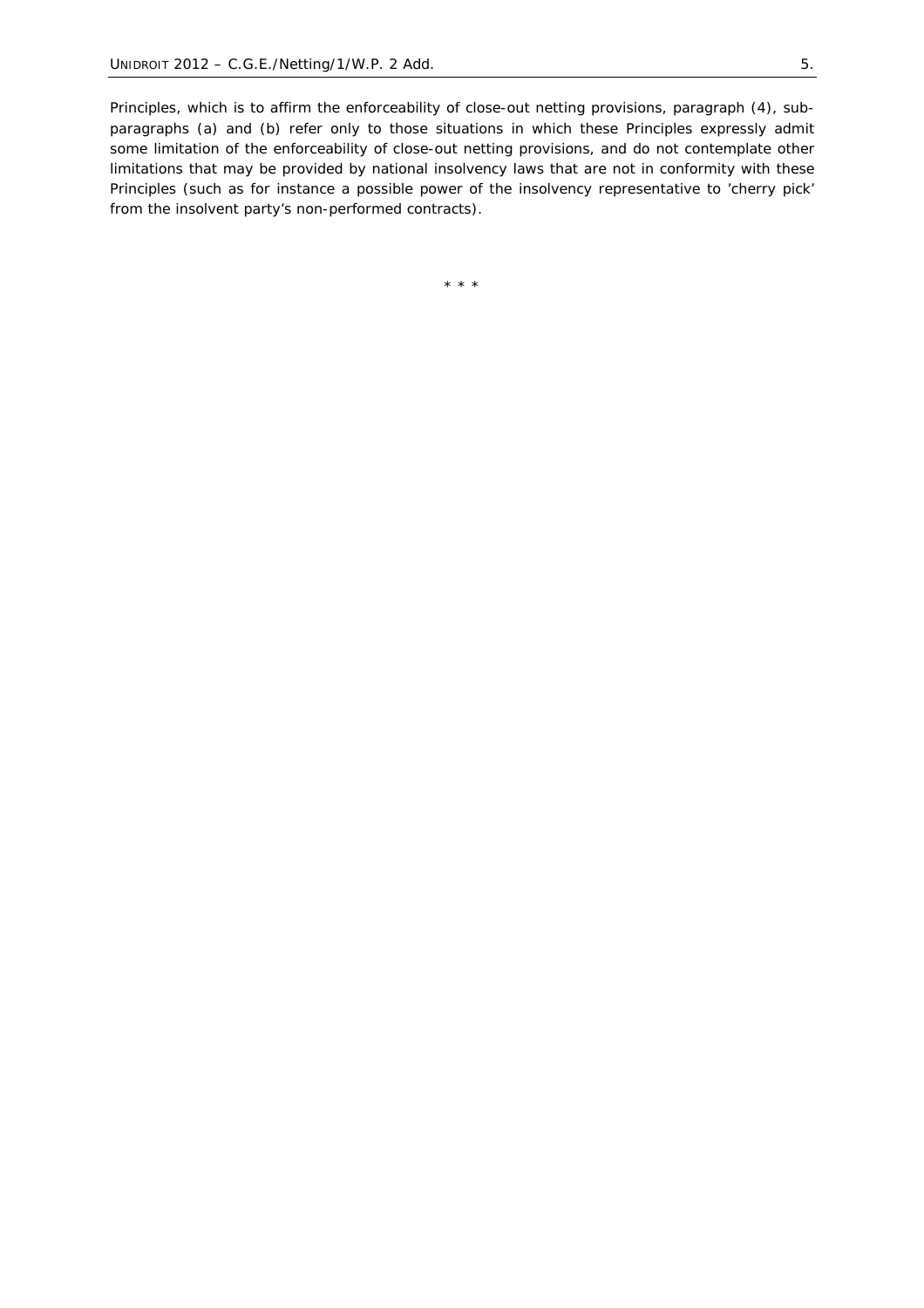Principles, which is to affirm the enforceability of close-out netting provisions, paragraph (4), sub-paragraphs (a) and (b) refer only to those situations in which these Principles expressly admit some limitation of the enforceability of close-out netting provisions, and do not contemplate other limitations that may be provided by national insolvency laws that are not in conformity with these Principles (such as for instance a possible power of the insolvency representative to 'cherry pick' from the insolvent party's non-performed contracts).

\* \* \*